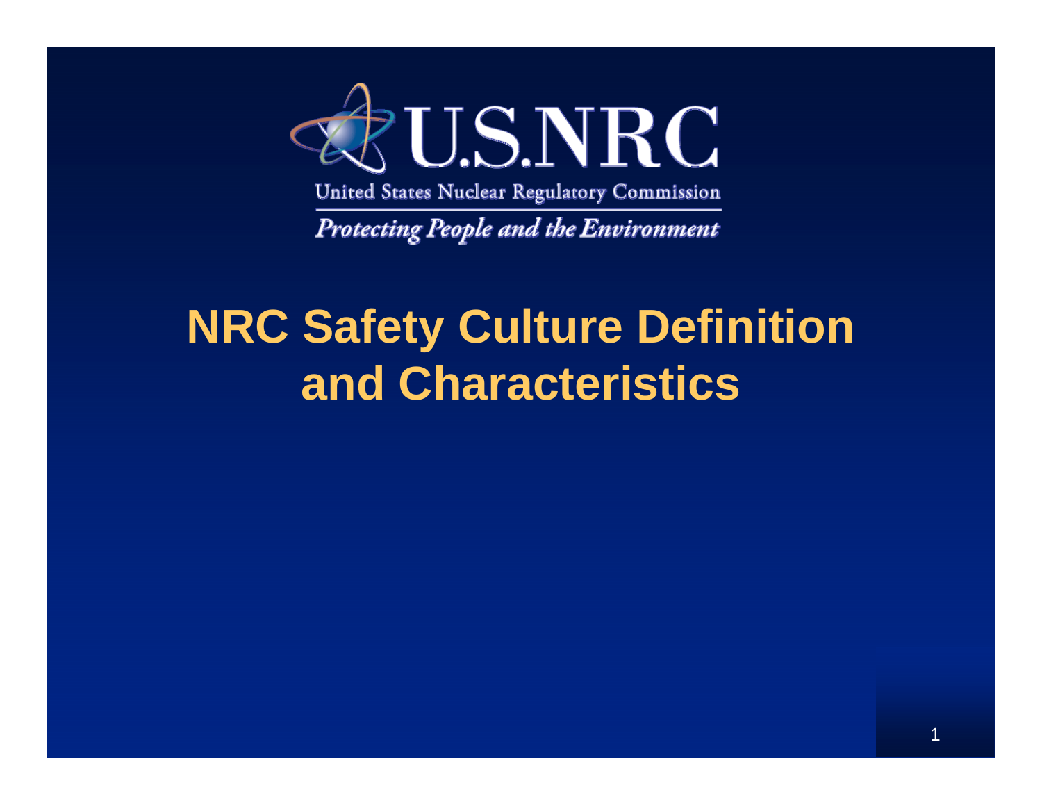U.S.NRC

United States Nuclear Regulatory Commission

*Protecting People and the Environment*

# NRC Safety Culture Definition and Characteristics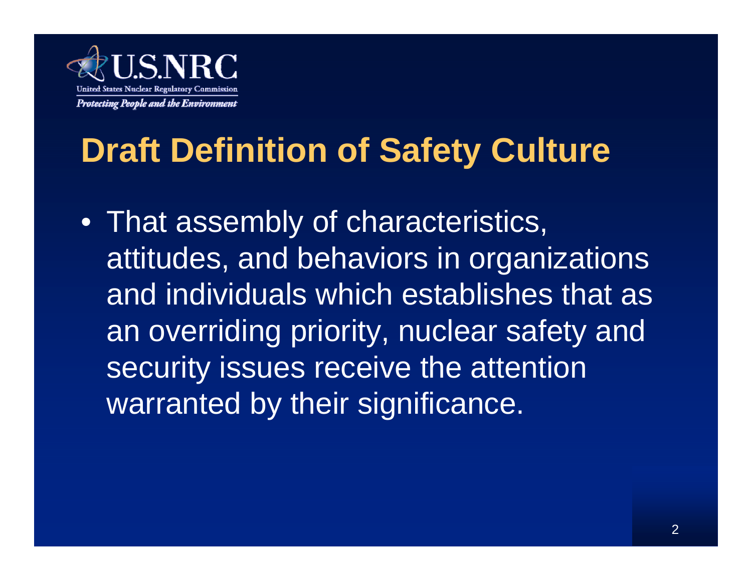# Draft Definition of Safety Culture

- That assembly of characteristics, attitudes, and behaviors in organizations and individuals which establishes that as an overriding priority, nuclear safety and security issues receive the attention warranted by their significance.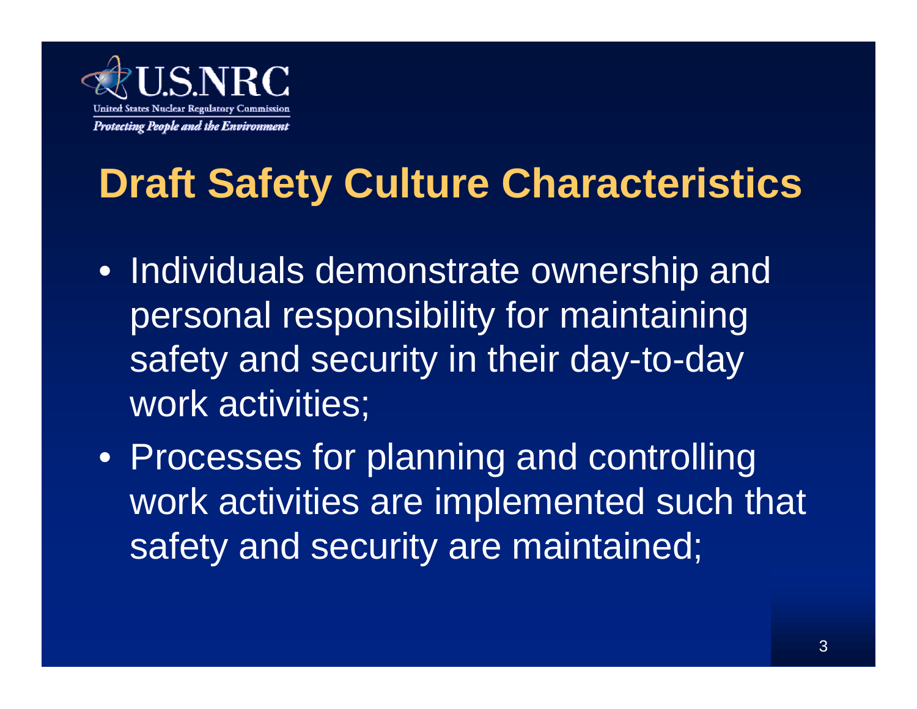# Draft Safety Culture Characteristics

- Individuals demonstrate ownership and personal responsibility for maintaining safety and security in their day-to-day work activities;
- Processes for planning and controlling work activities are implemented such that safety and security are maintained;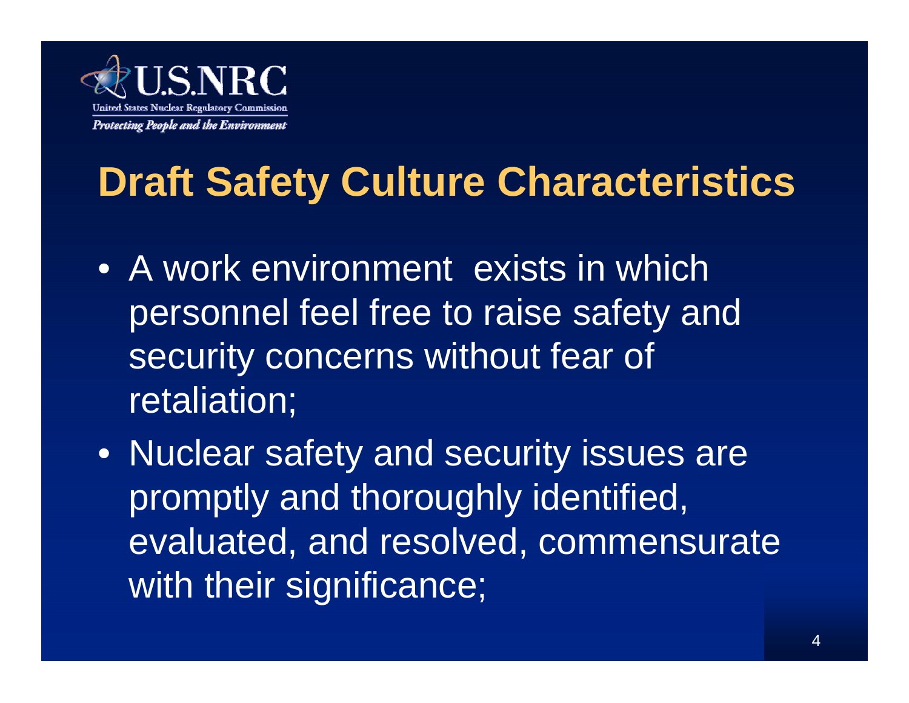U.S.NRC

United States Nuclear Regulatory Commission

*Protecting People and the Environment*

# Draft Safety Culture Characteristics

- A work environment exists in which personnel feel free to raise safety and security concerns without fear of retaliation;
- Nuclear safety and security issues are promptly and thoroughly identified, evaluated, and resolved, commensurate with their significance;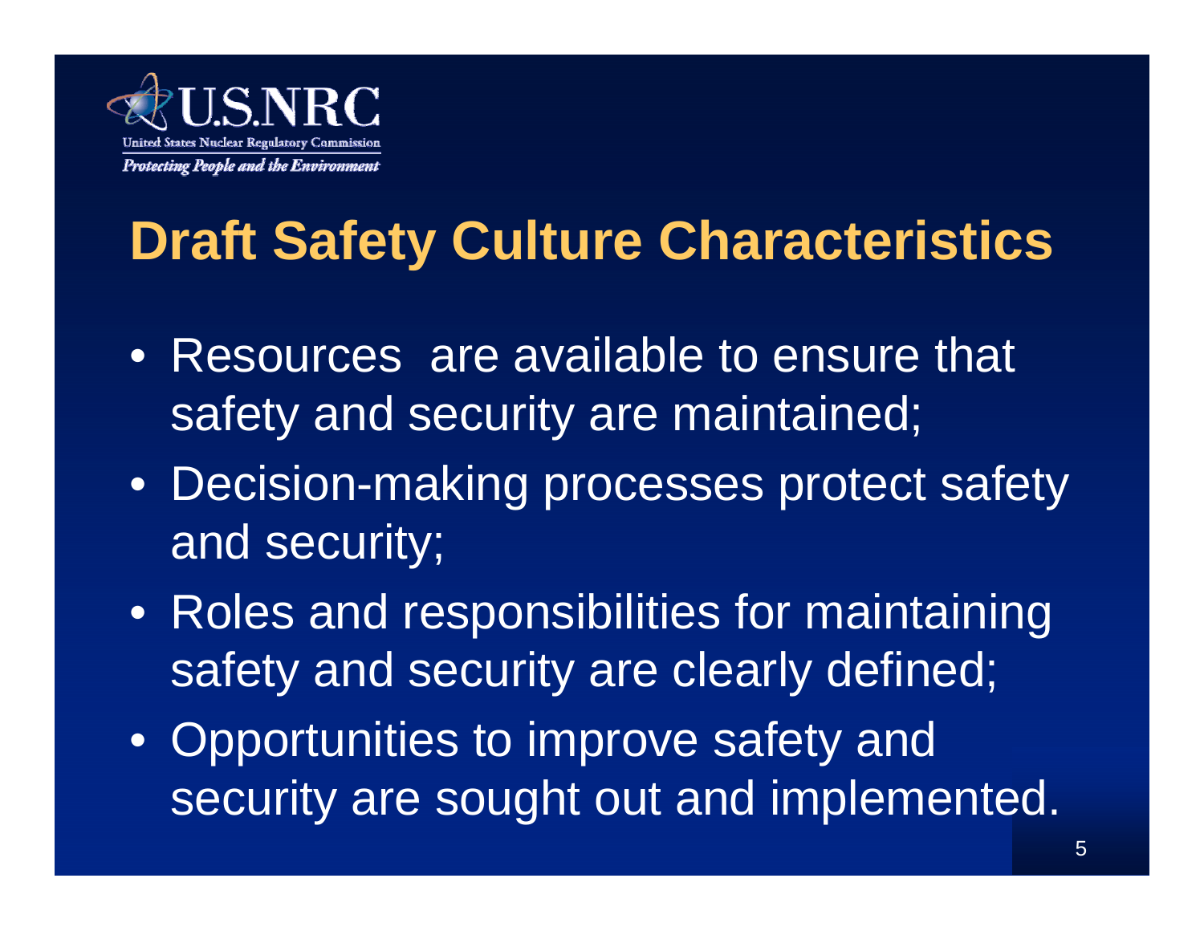# Draft Safety Culture Characteristics

- Resources are available to ensure that safety and security are maintained;
- Decision-making processes protect safety and security;
- Roles and responsibilities for maintaining safety and security are clearly defined;
- Opportunities to improve safety and security are sought out and implemented.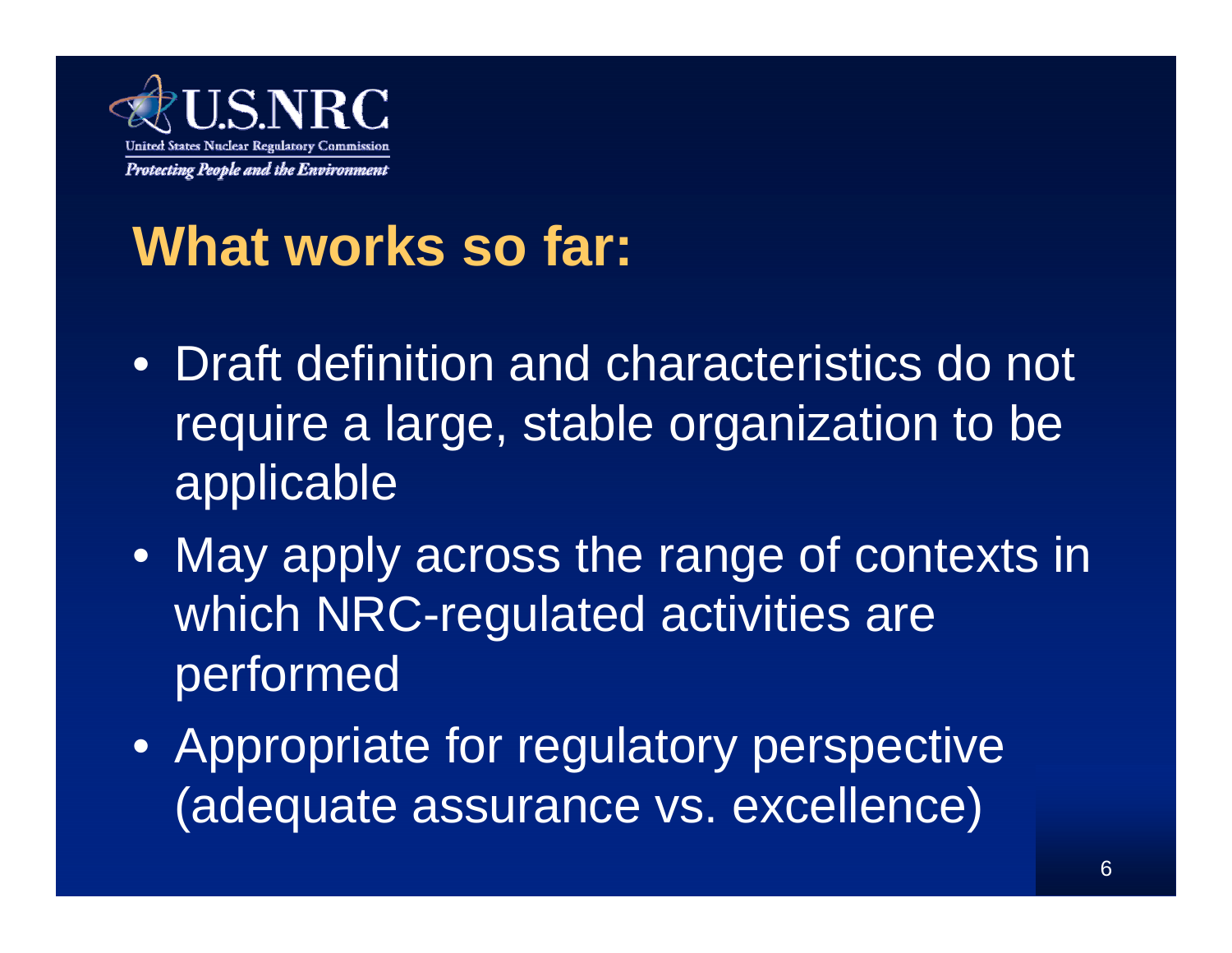## What works so far:

- Draft definition and characteristics do not require a large, stable organization to be applicable
- May apply across the range of contexts in which NRC-regulated activities are performed
- Appropriate for regulatory perspective (adequate assurance vs. excellence)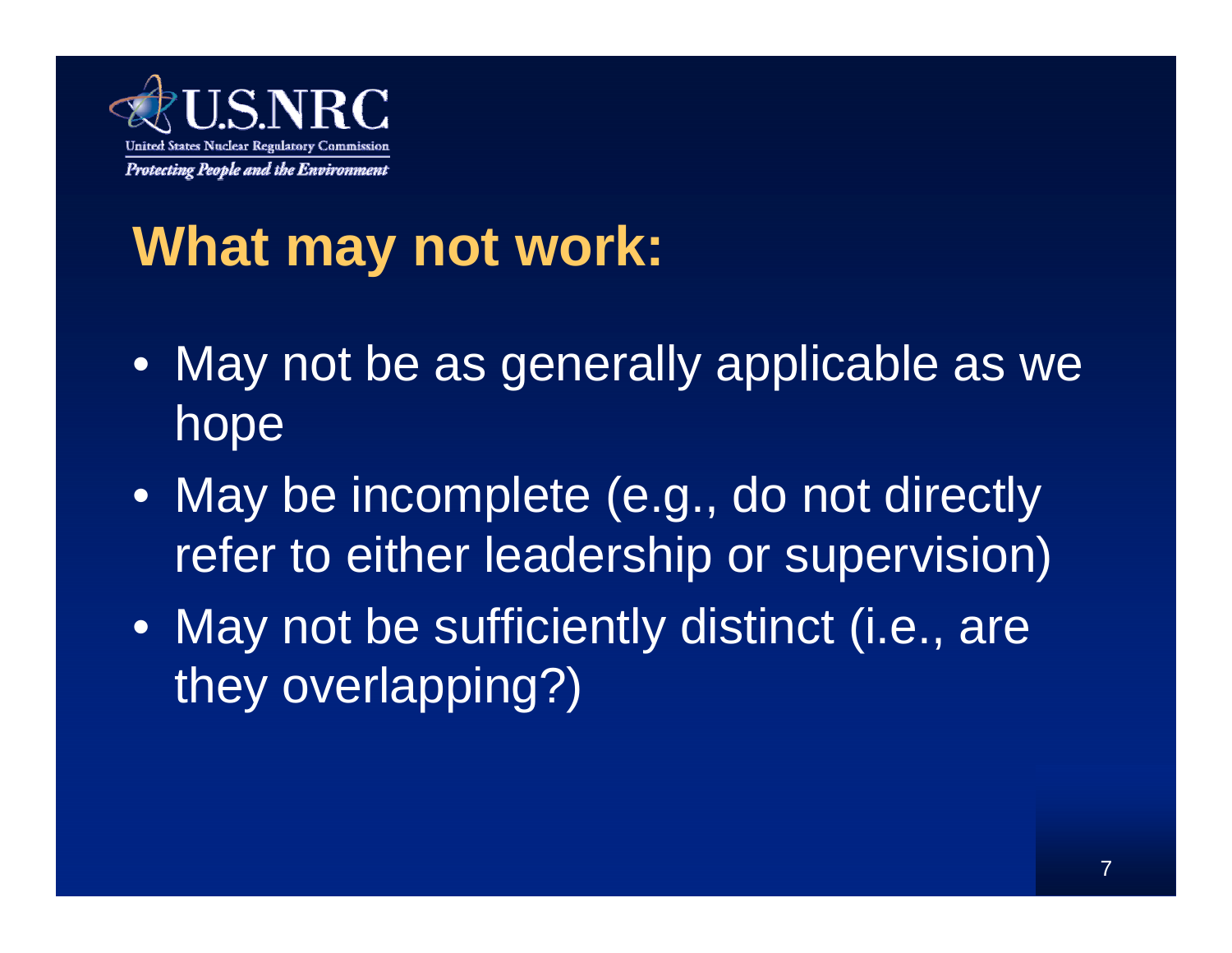# What may not work:

- May not be as generally applicable as we hope
- May be incomplete (e.g., do not directly refer to either leadership or supervision)
- May not be sufficiently distinct (i.e., are they overlapping?)